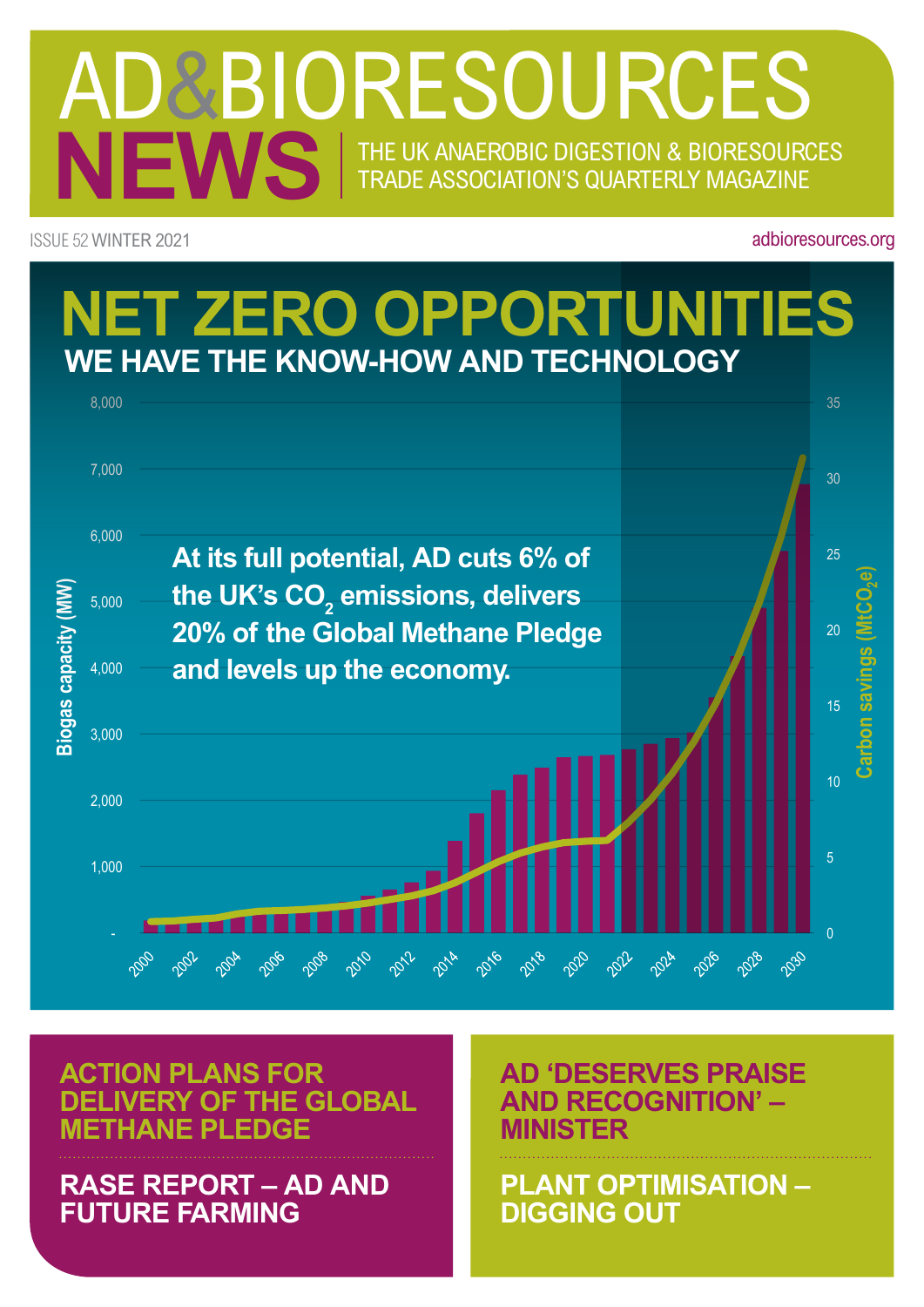# AD&BIORESOURCES NEWS

THE UK ANAEROBIC DIGESTION & BIORESOURCES TRADE ASSOCIATION'S QUARTERLY MAGAZINE

ISSUE 52 WINTER 2021

adbioresources.org

# NET ZERO OPPORTUNITIES

## WE HAVE THE KNOW-HOW AND TECHNOLOGY

At its full potential, AD cuts 6% of the UK's $CO_2$ emissions, delivers 20% of the Global Methane Pledge and levels up the economy.

Biogas capacity (MW) / Carbon savings ($MtCO_2e$), 2000–2030

## ACTION PLANS FOR DELIVERY OF THE GLOBAL METHANE PLEDGE

## RASE REPORT – AD AND FUTURE FARMING

## AD 'DESERVES PRAISE AND RECOGNITION' – MINISTER

## PLANT OPTIMISATION – DIGGING OUT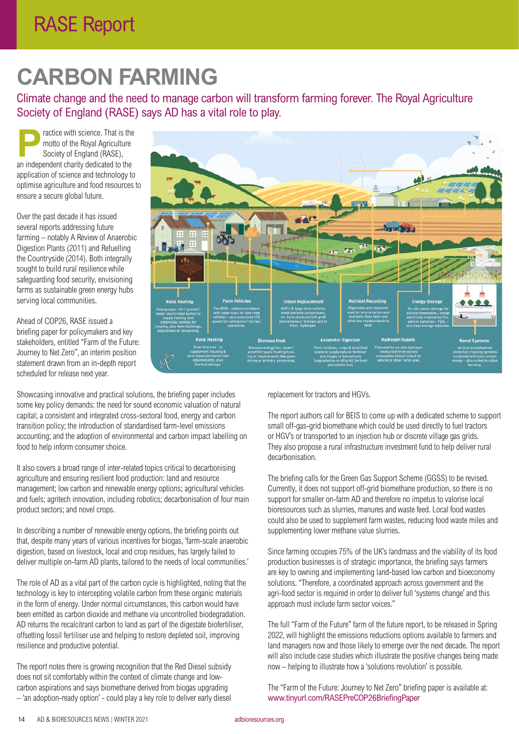# CARBON FARMING

Climate change and the need to manage carbon will transform farming forever. The Royal Agriculture Society of England (RASE) says AD has a vital role to play.

Practice with science. That is the motto of the Royal Agriculture Society of England (RASE), an independent charity dedicated to the application of science and technology to optimise agriculture and food resources to ensure a secure global future.

Over the past decade it has issued several reports addressing future farming – notably A Review of Anaerobic Digestion Plants (2011) and Refuelling the Countryside (2014). Both integrally sought to build rural resilience while safeguarding food security, envisioning farms as sustainable green energy hubs serving local communities.

Ahead of COP26, RASE issued a briefing paper for policymakers and key stakeholders, entitled "Farm of the Future: Journey to Net Zero", an interim position statement drawn from an in-depth report scheduled for release next year.

Rural Heating
Heat pumps - Air / ground / water source heat pumps to supply heating (and potentially cooling) for housing, plus farm buildings, polytunnels or processing.

Farm Vehicles
Pre 2030 - replace red diesel with clean fuels for non-road vehicles – zero emissions ICE power for cultivation/ harvest operations.

Diesel Replacement
HGV's & large farm vehicles need low/zero carbon fuels, inc. farm produced (off-grid) Biomethane or biofuels and in time - hydrogen.

Nutrient Recycling
Digestates and composts used to recycle carbon and nutrients from farm and other bio-residues back to land.

Energy Storage
On-site power storage for excess renewables / cheap electricity in batteries (inc. vehicle batteries - V2G), - also heat storage batteries.

Rural Heating
Solar thermal - to supplement housing & farm (space/process) heat requirements, plus thermal storage.

Biomass Heat
Biomass energy (inc. straw / wood) for space heating/cooling or requirements like grain drying or primary processing.

Anaerobic Digestion
Farm residues, crops & local food waste to supply natural fertiliser and biogas or biomethane (upgraded on or off grid), for heat and vehicle fuel.

Hydrogen Supply
Potential for on-site hydrogen production from excess renewables (wind/ solar) for vehicle or other rural uses.

Novel Systems
vertical and advanced protected cropping systems combined with zero carbon energy - also suited to urban farming.

Showcasing innovative and practical solutions, the briefing paper includes some key policy demands: the need for sound economic valuation of natural capital; a consistent and integrated cross-sectoral food, energy and carbon transition policy; the introduction of standardised farm-level emissions accounting; and the adoption of environmental and carbon impact labelling on food to help inform consumer choice.

It also covers a broad range of inter-related topics critical to decarbonising agriculture and ensuring resilient food production: land and resource management; low carbon and renewable energy options; agricultural vehicles and fuels; agritech innovation, including robotics; decarbonisation of four main product sectors; and novel crops.

In describing a number of renewable energy options, the briefing points out that, despite many years of various incentives for biogas, 'farm-scale anaerobic digestion, based on livestock, local and crop residues, has largely failed to deliver multiple on-farm AD plants, tailored to the needs of local communities.'

The role of AD as a vital part of the carbon cycle is highlighted, noting that the technology is key to intercepting volatile carbon from these organic materials in the form of energy. Under normal circumstances, this carbon would have been emitted as carbon dioxide and methane via uncontrolled biodegradation. AD returns the recalcitrant carbon to land as part of the digestate biofertiliser, offsetting fossil fertiliser use and helping to restore depleted soil, improving resilience and productive potential.

The report notes there is growing recognition that the Red Diesel subsidy does not sit comfortably within the context of climate change and low-carbon aspirations and says biomethane derived from biogas upgrading – 'an adoption-ready option' - could play a key role to deliver early diesel replacement for tractors and HGVs.

The report authors call for BEIS to come up with a dedicated scheme to support small off-gas-grid biomethane which could be used directly to fuel tractors or HGV's or transported to an injection hub or discrete village gas grids. They also propose a rural infrastructure investment fund to help deliver rural decarbonisation.

The briefing calls for the Green Gas Support Scheme (GGSS) to be revised. Currently, it does not support off-grid biomethane production, so there is no support for smaller on-farm AD and therefore no impetus to valorise local bioresources such as slurries, manures and waste feed. Local food wastes could also be used to supplement farm wastes, reducing food waste miles and supplementing lower methane value slurries.

Since farming occupies 75% of the UK's landmass and the viability of its food production businesses is of strategic importance, the briefing says farmers are key to owning and implementing land-based low carbon and bioeconomy solutions. "Therefore, a coordinated approach across government and the agri-food sector is required in order to deliver full 'systems change' and this approach must include farm sector voices."

The full "Farm of the Future" farm of the future report, to be released in Spring 2022, will highlight the emissions reductions options available to farmers and land managers now and those likely to emerge over the next decade. The report will also include case studies which illustrate the positive changes being made now – helping to illustrate how a 'solutions revolution' is possible.

The "Farm of the Future: Journey to Net Zero" briefing paper is available at: www.tinyurl.com/RASEPreCOP26BriefingPaper